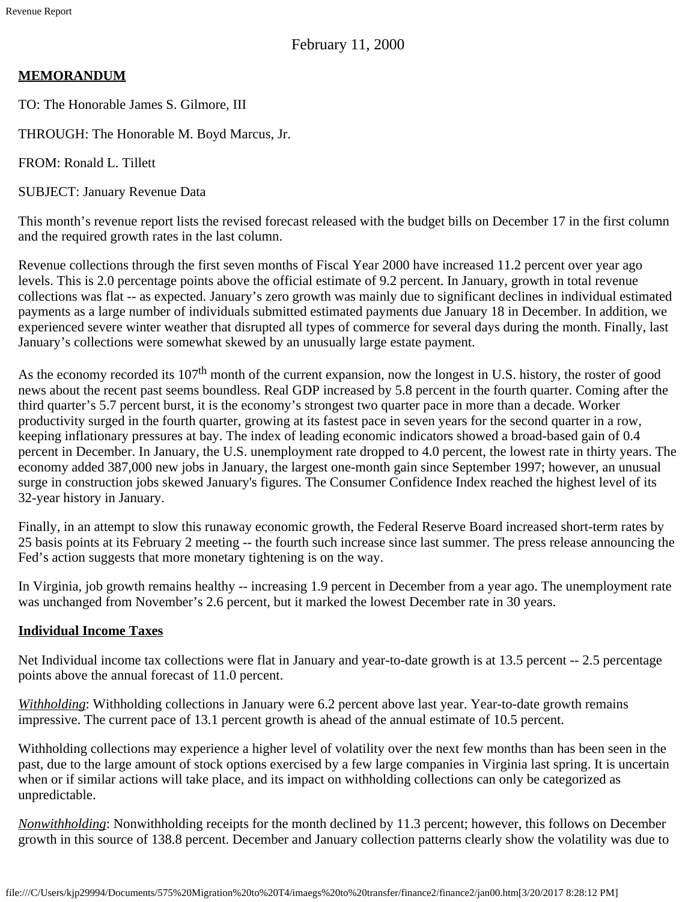February 11, 2000

**MEMORANDUM**

TO: The Honorable James S. Gilmore, III

THROUGH: The Honorable M. Boyd Marcus, Jr.

FROM: Ronald L. Tillett

SUBJECT: January Revenue Data

This month's revenue report lists the revised forecast released with the budget bills on December 17 in the first column and the required growth rates in the last column.

Revenue collections through the first seven months of Fiscal Year 2000 have increased 11.2 percent over year ago levels. This is 2.0 percentage points above the official estimate of 9.2 percent. In January, growth in total revenue collections was flat -- as expected. January's zero growth was mainly due to significant declines in individual estimated payments as a large number of individuals submitted estimated payments due January 18 in December. In addition, we experienced severe winter weather that disrupted all types of commerce for several days during the month. Finally, last January's collections were somewhat skewed by an unusually large estate payment.

As the economy recorded its 107th month of the current expansion, now the longest in U.S. history, the roster of good news about the recent past seems boundless. Real GDP increased by 5.8 percent in the fourth quarter. Coming after the third quarter's 5.7 percent burst, it is the economy's strongest two quarter pace in more than a decade. Worker productivity surged in the fourth quarter, growing at its fastest pace in seven years for the second quarter in a row, keeping inflationary pressures at bay. The index of leading economic indicators showed a broad-based gain of 0.4 percent in December. In January, the U.S. unemployment rate dropped to 4.0 percent, the lowest rate in thirty years. The economy added 387,000 new jobs in January, the largest one-month gain since September 1997; however, an unusual surge in construction jobs skewed January's figures. The Consumer Confidence Index reached the highest level of its 32-year history in January.

Finally, in an attempt to slow this runaway economic growth, the Federal Reserve Board increased short-term rates by 25 basis points at its February 2 meeting -- the fourth such increase since last summer. The press release announcing the Fed's action suggests that more monetary tightening is on the way.

In Virginia, job growth remains healthy -- increasing 1.9 percent in December from a year ago. The unemployment rate was unchanged from November's 2.6 percent, but it marked the lowest December rate in 30 years.

**Individual Income Taxes**

Net Individual income tax collections were flat in January and year-to-date growth is at 13.5 percent -- 2.5 percentage points above the annual forecast of 11.0 percent.

*Withholding*: Withholding collections in January were 6.2 percent above last year. Year-to-date growth remains impressive. The current pace of 13.1 percent growth is ahead of the annual estimate of 10.5 percent.

Withholding collections may experience a higher level of volatility over the next few months than has been seen in the past, due to the large amount of stock options exercised by a few large companies in Virginia last spring. It is uncertain when or if similar actions will take place, and its impact on withholding collections can only be categorized as unpredictable.

*Nonwithholding*: Nonwithholding receipts for the month declined by 11.3 percent; however, this follows on December growth in this source of 138.8 percent. December and January collection patterns clearly show the volatility was due to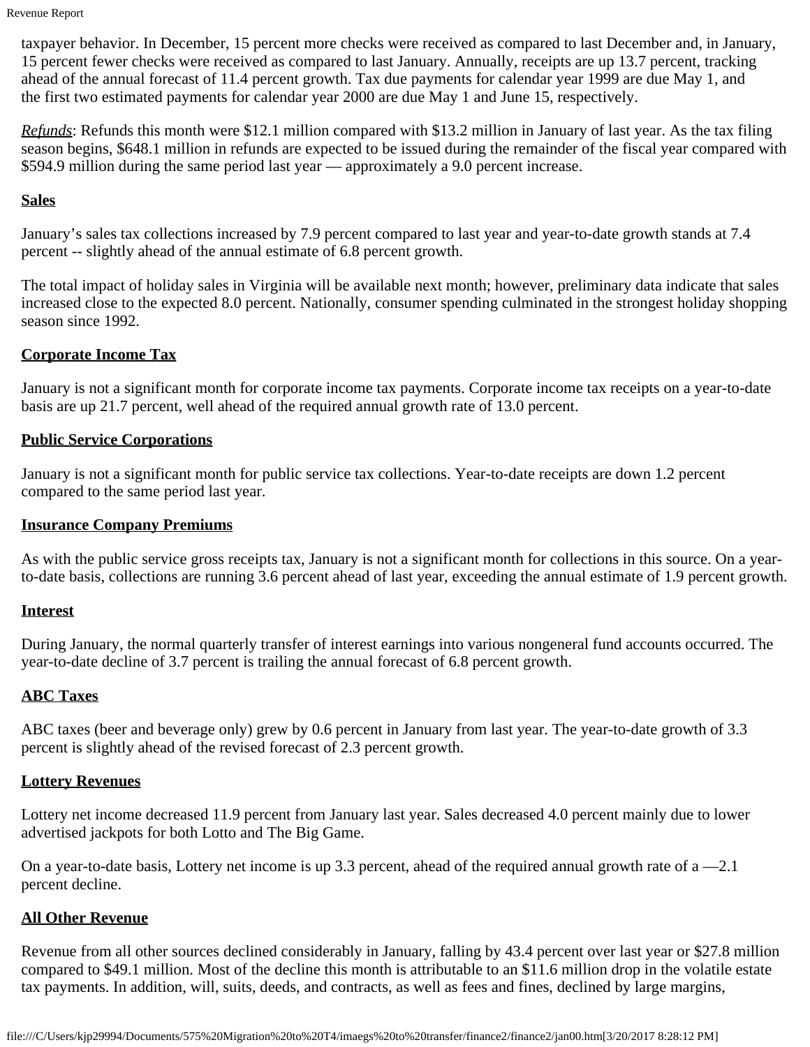taxpayer behavior. In December, 15 percent more checks were received as compared to last December and, in January, 15 percent fewer checks were received as compared to last January. Annually, receipts are up 13.7 percent, tracking ahead of the annual forecast of 11.4 percent growth. Tax due payments for calendar year 1999 are due May 1, and the first two estimated payments for calendar year 2000 are due May 1 and June 15, respectively.

*Refunds*: Refunds this month were $12.1 million compared with $13.2 million in January of last year. As the tax filing season begins, $648.1 million in refunds are expected to be issued during the remainder of the fiscal year compared with $594.9 million during the same period last year — approximately a 9.0 percent increase.

**Sales**

January's sales tax collections increased by 7.9 percent compared to last year and year-to-date growth stands at 7.4 percent -- slightly ahead of the annual estimate of 6.8 percent growth.

The total impact of holiday sales in Virginia will be available next month; however, preliminary data indicate that sales increased close to the expected 8.0 percent. Nationally, consumer spending culminated in the strongest holiday shopping season since 1992.

**Corporate Income Tax**

January is not a significant month for corporate income tax payments. Corporate income tax receipts on a year-to-date basis are up 21.7 percent, well ahead of the required annual growth rate of 13.0 percent.

**Public Service Corporations**

January is not a significant month for public service tax collections. Year-to-date receipts are down 1.2 percent compared to the same period last year.

**Insurance Company Premiums**

As with the public service gross receipts tax, January is not a significant month for collections in this source. On a year-to-date basis, collections are running 3.6 percent ahead of last year, exceeding the annual estimate of 1.9 percent growth.

**Interest**

During January, the normal quarterly transfer of interest earnings into various nongeneral fund accounts occurred. The year-to-date decline of 3.7 percent is trailing the annual forecast of 6.8 percent growth.

**ABC Taxes**

ABC taxes (beer and beverage only) grew by 0.6 percent in January from last year. The year-to-date growth of 3.3 percent is slightly ahead of the revised forecast of 2.3 percent growth.

**Lottery Revenues**

Lottery net income decreased 11.9 percent from January last year. Sales decreased 4.0 percent mainly due to lower advertised jackpots for both Lotto and The Big Game.

On a year-to-date basis, Lottery net income is up 3.3 percent, ahead of the required annual growth rate of a —2.1 percent decline.

**All Other Revenue**

Revenue from all other sources declined considerably in January, falling by 43.4 percent over last year or $27.8 million compared to $49.1 million. Most of the decline this month is attributable to an $11.6 million drop in the volatile estate tax payments. In addition, will, suits, deeds, and contracts, as well as fees and fines, declined by large margins,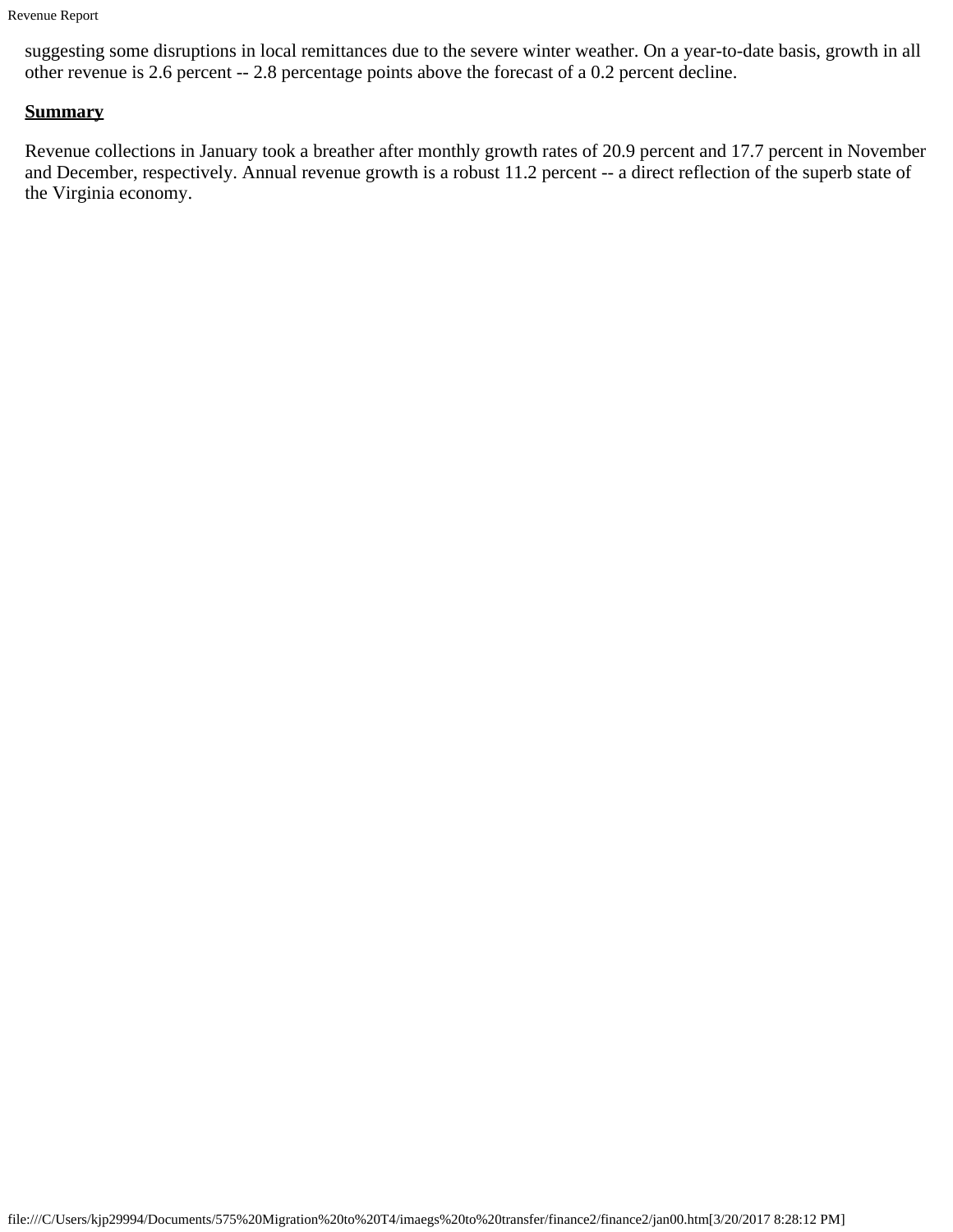suggesting some disruptions in local remittances due to the severe winter weather. On a year-to-date basis, growth in all other revenue is 2.6 percent -- 2.8 percentage points above the forecast of a 0.2 percent decline.

**Summary**

Revenue collections in January took a breather after monthly growth rates of 20.9 percent and 17.7 percent in November and December, respectively. Annual revenue growth is a robust 11.2 percent -- a direct reflection of the superb state of the Virginia economy.